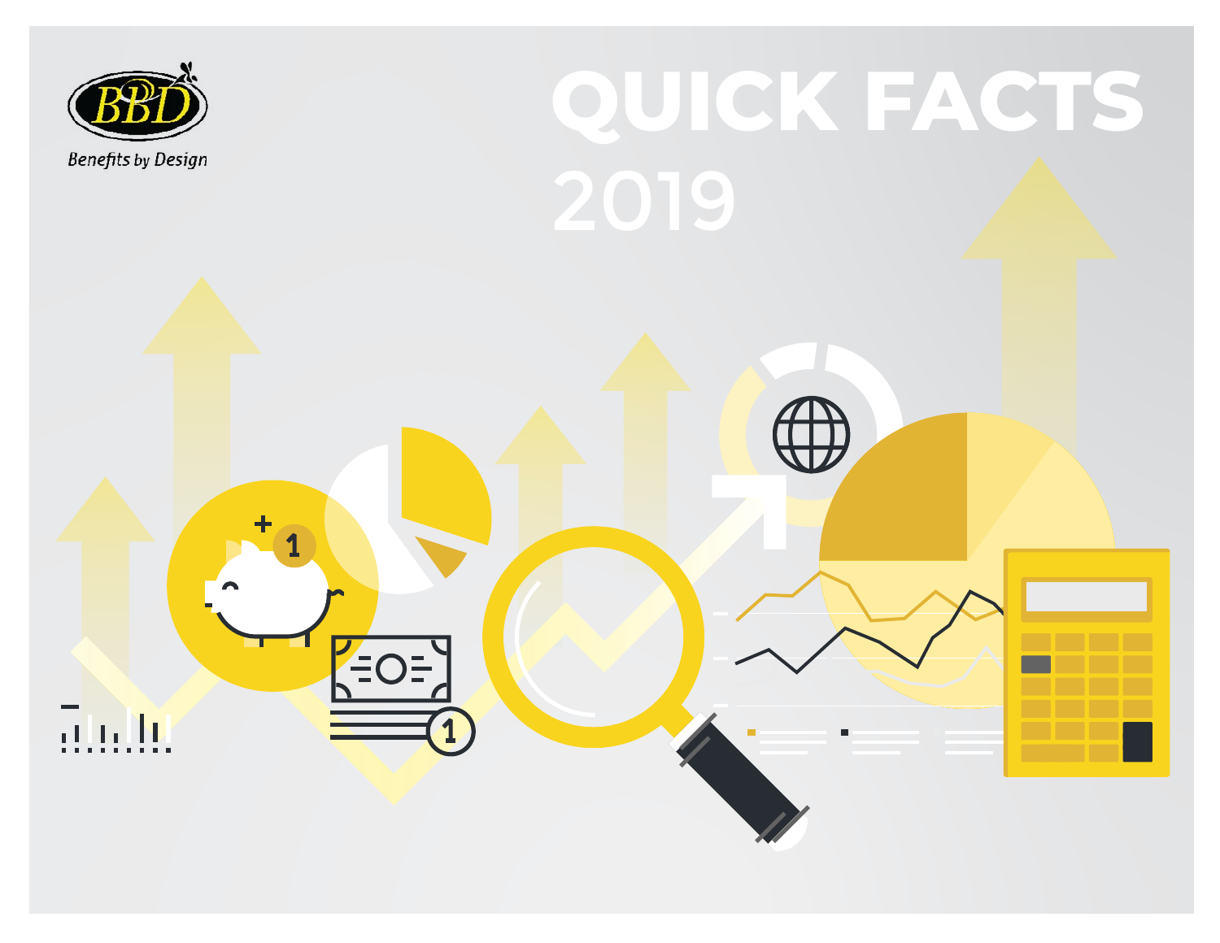BBD

Benefits by Design

# QUICK FACTS 2019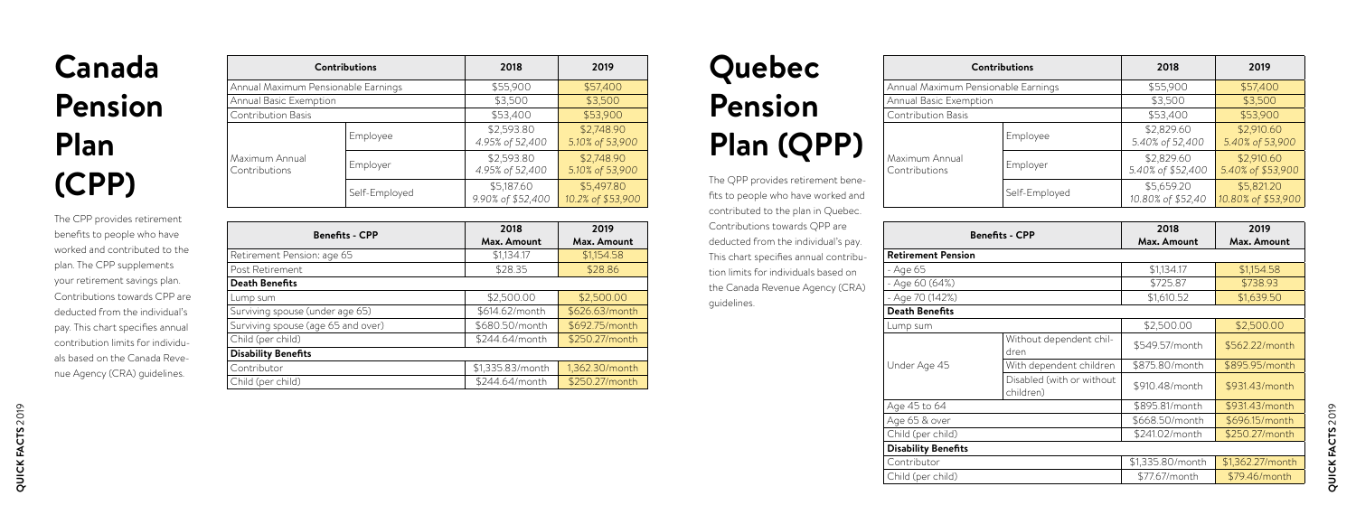# Canada Pension Plan (CPP)

The CPP provides retirement benefits to people who have worked and contributed to the plan. The CPP supplements your retirement savings plan. Contributions towards CPP are deducted from the individual's pay. This chart specifies annual contribution limits for individuals based on the Canada Revenue Agency (CRA) guidelines.

| Contributions | | 2018 | 2019 |
|---|---|---|---|
| Annual Maximum Pensionable Earnings | | $55,900 | $57,400 |
| Annual Basic Exemption | | $3,500 | $3,500 |
| Contribution Basis | | $53,400 | $53,900 |
| Maximum Annual Contributions | Employee | $2,593.80 *4.95% of 52,400* | $2,748.90 *5.10% of 53,900* |
| | Employer | $2,593.80 *4.95% of 52,400* | $2,748.90 *5.10% of 53,900* |
| | Self-Employed | $5,187.60 *9.90% of $52,400* | $5,497.80 *10.2% of $53,900* |

| Benefits - CPP | 2018 Max. Amount | 2019 Max. Amount |
|---|---|---|
| Retirement Pension: age 65 | $1,134.17 | $1,154.58 |
| Post Retirement | $28.35 | $28.86 |
| **Death Benefits** | | |
| Lump sum | $2,500.00 | $2,500.00 |
| Surviving spouse (under age 65) | $614.62/month | $626.63/month |
| Surviving spouse (age 65 and over) | $680.50/month | $692.75/month |
| Child (per child) | $244.64/month | $250.27/month |
| **Disability Benefits** | | |
| Contributor | $1,335.83/month | 1,362.30/month |
| Child (per child) | $244.64/month | $250.27/month |

# Quebec Pension Plan (QPP)

The QPP provides retirement benefits to people who have worked and contributed to the plan in Quebec. Contributions towards QPP are deducted from the individual's pay. This chart specifies annual contribution limits for individuals based on the Canada Revenue Agency (CRA) guidelines.

| Contributions | | 2018 | 2019 |
|---|---|---|---|
| Annual Maximum Pensionable Earnings | | $55,900 | $57,400 |
| Annual Basic Exemption | | $3,500 | $3,500 |
| Contribution Basis | | $53,400 | $53,900 |
| Maximum Annual Contributions | Employee | $2,829.60 *5.40% of 52,400* | $2,910.60 *5.40% of 53,900* |
| | Employer | $2,829.60 *5.40% of $52,400* | $2,910.60 *5.40% of $53,900* |
| | Self-Employed | $5,659.20 *10.80% of $52,40* | $5,821.20 *10.80% of $53,900* |

| Benefits - CPP | | 2018 Max. Amount | 2019 Max. Amount |
|---|---|---|---|
| **Retirement Pension** | | | |
| - Age 65 | | $1,134.17 | $1,154.58 |
| - Age 60 (64%) | | $725.87 | $738.93 |
| - Age 70 (142%) | | $1,610.52 | $1,639.50 |
| **Death Benefits** | | | |
| Lump sum | | $2,500.00 | $2,500.00 |
| Under Age 45 | Without dependent children | $549.57/month | $562.22/month |
| | With dependent children | $875.80/month | $895.95/month |
| | Disabled (with or without children) | $910.48/month | $931.43/month |
| Age 45 to 64 | | $895.81/month | $931.43/month |
| Age 65 & over | | $668.50/month | $696.15/month |
| Child (per child) | | $241.02/month | $250.27/month |
| **Disability Benefits** | | | |
| Contributor | | $1,335.80/month | $1,362.27/month |
| Child (per child) | | $77.67/month | $79.46/month |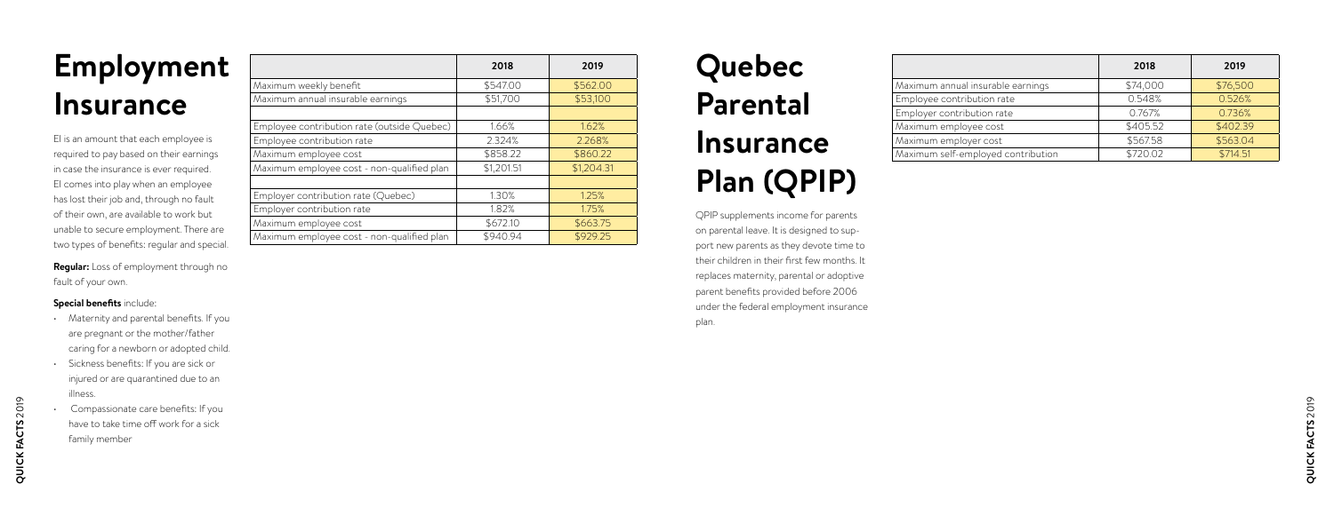# Employment Insurance

EI is an amount that each employee is required to pay based on their earnings in case the insurance is ever required. EI comes into play when an employee has lost their job and, through no fault of their own, are available to work but unable to secure employment. There are two types of benefits: regular and special.

**Regular:** Loss of employment through no fault of your own.

**Special benefits** include:

- Maternity and parental benefits. If you are pregnant or the mother/father caring for a newborn or adopted child.
- Sickness benefits: If you are sick or injured or are quarantined due to an illness.
- Compassionate care benefits: If you have to take time off work for a sick family member

| | 2018 | 2019 |
|---|---|---|
| Maximum weekly benefit | $547.00 | $562.00 |
| Maximum annual insurable earnings | $51,700 | $53,100 |
| | | |
| Employee contribution rate (outside Quebec) | 1.66% | 1.62% |
| Employee contribution rate | 2.324% | 2.268% |
| Maximum employee cost | $858.22 | $860.22 |
| Maximum employee cost - non-qualified plan | $1,201.51 | $1,204.31 |
| | | |
| Employer contribution rate (Quebec) | 1.30% | 1.25% |
| Employer contribution rate | 1.82% | 1.75% |
| Maximum employee cost | $672.10 | $663.75 |
| Maximum employee cost - non-qualified plan | $940.94 | $929.25 |

# Quebec Parental Insurance Plan (QPIP)

QPIP supplements income for parents on parental leave. It is designed to support new parents as they devote time to their children in their first few months. It replaces maternity, parental or adoptive parent benefits provided before 2006 under the federal employment insurance plan.

| | 2018 | 2019 |
|---|---|---|
| Maximum annual insurable earnings | $74,000 | $76,500 |
| Employee contribution rate | 0.548% | 0.526% |
| Employer contribution rate | 0.767% | 0.736% |
| Maximum employee cost | $405.52 | $402.39 |
| Maximum employer cost | $567.58 | $563.04 |
| Maximum self-employed contribution | $720.02 | $714.51 |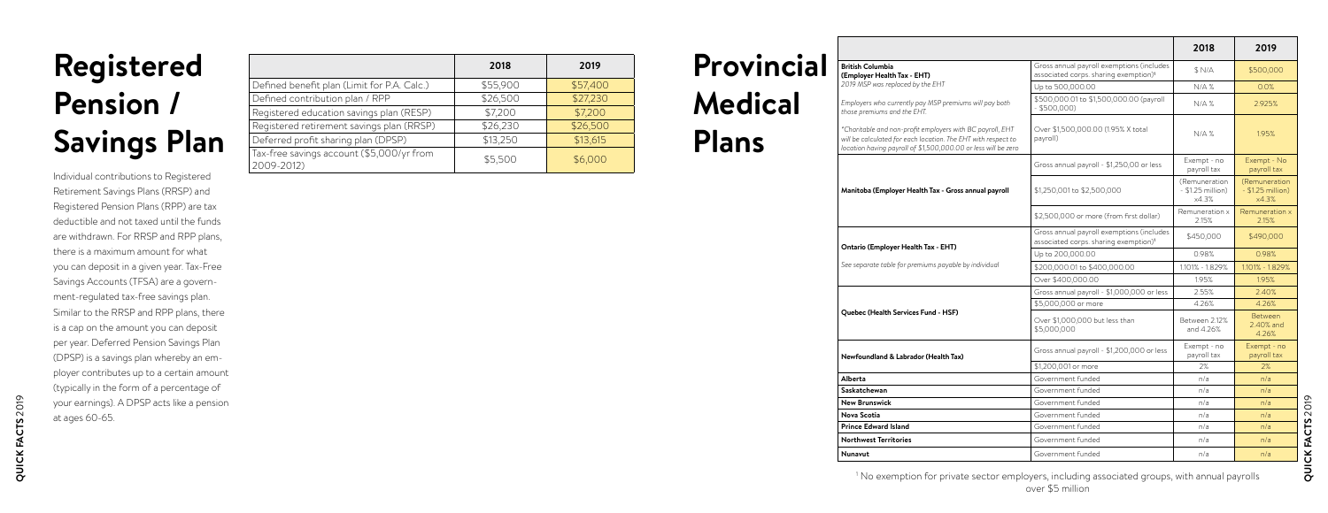# Registered Pension / Savings Plan

Individual contributions to Registered Retirement Savings Plans (RRSP) and Registered Pension Plans (RPP) are tax deductible and not taxed until the funds are withdrawn. For RRSP and RPP plans, there is a maximum amount for what you can deposit in a given year. Tax-Free Savings Accounts (TFSA) are a government-regulated tax-free savings plan. Similar to the RRSP and RPP plans, there is a cap on the amount you can deposit per year. Deferred Pension Savings Plan (DPSP) is a savings plan whereby an employer contributes up to a certain amount (typically in the form of a percentage of your earnings). A DPSP acts like a pension at ages 60-65.

| | 2018 | 2019 |
|---|---|---|
| Defined benefit plan (Limit for P.A. Calc.) | $55,900 | $57,400 |
| Defined contribution plan / RPP | $26,500 | $27,230 |
| Registered education savings plan (RESP) | $7,200 | $7,200 |
| Registered retirement savings plan (RRSP) | $26,230 | $26,500 |
| Deferred profit sharing plan (DPSP) | $13,250 | $13,615 |
| Tax-free savings account ($5,000/yr from 2009-2012) | $5,500 | $6,000 |

# Provincial Medical Plans

| | | 2018 | 2019 |
|---|---|---|---|
| **British Columbia (Employer Health Tax - EHT)** *2019 MSP was replaced by the EHT* *Employers who currently pay MSP premiums will pay both those premiums and the EHT.* *Charitable and non-profit employers with BC payroll, EHT will be calculated for each location. The EHT with respect to location having payroll of $1,500,000.00 or less will be zero* | Gross annual payroll exemptions (includes associated corps. sharing exemption)[1] | $ N/A | $500,000 |
| | Up to 500,000.00 | N/A % | 0.0% |
| | $500,000.01 to $1,500,000.00 (payroll - $500,000) | N/A % | 2.925% |
| | Over $1,500,000.00 (1.95% X total payroll) | N/A % | 1.95% |
| **Manitoba (Employer Health Tax - Gross annual payroll** | Gross annual payroll - $1,250,00 or less | Exempt - no payroll tax | Exempt - No payroll tax |
| | $1,250,001 to $2,500,000 | (Remuneration - $1.25 million) x4.3% | (Remuneration - $1.25 million) x4.3% |
| | $2,500,000 or more (from first dollar) | Remuneration x 2.15% | Remuneration x 2.15% |
| **Ontario (Employer Health Tax - EHT)** *See separate table for premiums payable by individual* | Gross annual payroll exemptions (includes associated corps. sharing exemption)[1] | $450,000 | $490,000 |
| | Up to 200,000.00 | 0.98% | 0.98% |
| | $200,000.01 to $400,000.00 | 1.101% - 1.829% | 1.101% - 1.829% |
| | Over $400,000.00 | 1.95% | 1.95% |
| **Quebec (Health Services Fund - HSF)** | Gross annual payroll - $1,000,000 or less | 2.55% | 2.40% |
| | $5,000,000 or more | 4.26% | 4.26% |
| | Over $1,000,000 but less than $5,000,000 | Between 2.12% and 4.26% | Between 2.40% and 4.26% |
| **Newfoundland & Labrador (Health Tax)** | Gross annual payroll - $1,200,000 or less | Exempt - no payroll tax | Exempt - no payroll tax |
| | $1,200,001 or more | 2% | 2% |
| **Alberta** | Government funded | n/a | n/a |
| **Saskatchewan** | Government funded | n/a | n/a |
| **New Brunswick** | Government funded | n/a | n/a |
| **Nova Scotia** | Government funded | n/a | n/a |
| **Prince Edward Island** | Government funded | n/a | n/a |
| **Northwest Territories** | Government funded | n/a | n/a |
| **Nunavut** | Government funded | n/a | n/a |

[1] No exemption for private sector employers, including associated groups, with annual payrolls over $5 million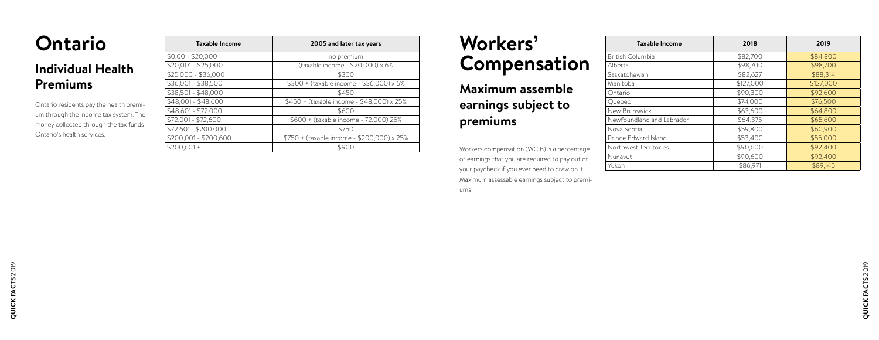# Ontario

## Individual Health Premiums

Ontario residents pay the health premium through the income tax system. The money collected through the tax funds Ontario's health services.

| Taxable Income | 2005 and later tax years |
|---|---|
| $0.00 - $20,000 | no premium |
| $20,001 - $25,000 | (taxable income - $20,000) x 6% |
| $25,000 - $36,000 | $300 |
| $36,001 - $38,500 | $300 + (taxable income - $36,000) x 6% |
| $38,501 - $48,000 | $450 |
| $48,001 - $48,600 | $450 + (taxable income - $48,000) x 25% |
| $48,601 - $72,000 | $600 |
| $72,001 - $72,600 | $600 + (taxable income - 72,000) 25% |
| $72,601 - $200,000 | $750 |
| $200,001 - $200,600 | $750 + (taxable income - $200,000) x 25% |
| $200,601 + | $900 |

# Workers' Compensation

## Maximum assemble earnings subject to premiums

Workers compensation (WCIB) is a percentage of earnings that you are required to pay out of your paycheck if you ever need to draw on it. Maximum assessable earnings subject to premiums

| Taxable Income | 2018 | 2019 |
|---|---|---|
| British Columbia | $82,700 | $84,800 |
| Alberta | $98,700 | $98,700 |
| Saskatchewan | $82,627 | $88,314 |
| Manitoba | $127,000 | $127,000 |
| Ontario | $90,300 | $92,600 |
| Quebec | $74,000 | $76,500 |
| New Brunswick | $63,600 | $64,800 |
| Newfoundland and Labrador | $64,375 | $65,600 |
| Nova Scotia | $59,800 | $60,900 |
| Prince Edward Island | $53,400 | $55,000 |
| Northwest Territories | $90,600 | $92,400 |
| Nunavut | $90,600 | $92,400 |
| Yukon | $86,971 | $89,145 |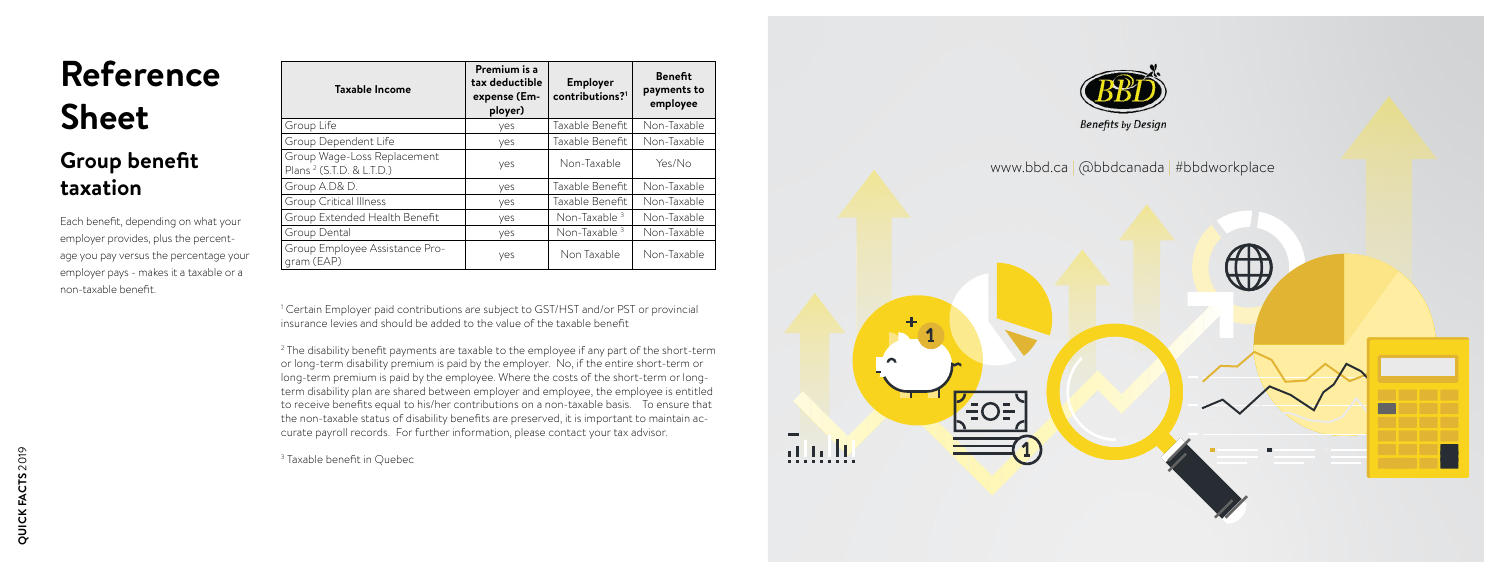# Reference Sheet

## Group benefit taxation

Each benefit, depending on what your employer provides, plus the percentage you pay versus the percentage your employer pays - makes it a taxable or a non-taxable benefit.

| Taxable Income | Premium is a tax deductible expense (Employer) | Employer contributions?[1] | Benefit payments to employee |
|---|---|---|---|
| Group Life | yes | Taxable Benefit | Non-Taxable |
| Group Dependent Life | yes | Taxable Benefit | Non-Taxable |
| Group Wage-Loss Replacement Plans [2] (S.T.D. & L.T.D.) | yes | Non-Taxable | Yes/No |
| Group A.D& D. | yes | Taxable Benefit | Non-Taxable |
| Group Critical Illness | yes | Taxable Benefit | Non-Taxable |
| Group Extended Health Benefit | yes | Non-Taxable [3] | Non-Taxable |
| Group Dental | yes | Non-Taxable [3] | Non-Taxable |
| Group Employee Assistance Program (EAP) | yes | Non Taxable | Non-Taxable |

[1] Certain Employer paid contributions are subject to GST/HST and/or PST or provincial insurance levies and should be added to the value of the taxable benefit

[2] The disability benefit payments are taxable to the employee if any part of the short-term or long-term disability premium is paid by the employer. No, if the entire short-term or long-term premium is paid by the employee. Where the costs of the short-term or long-term disability plan are shared between employer and employee, the employee is entitled to receive benefits equal to his/her contributions on a non-taxable basis. To ensure that the non-taxable status of disability benefits are preserved, it is important to maintain accurate payroll records. For further information, please contact your tax advisor.

[3] Taxable benefit in Quebec

BBD

Benefits by Design

www.bbd.ca | @bbdcanada | #bbdworkplace